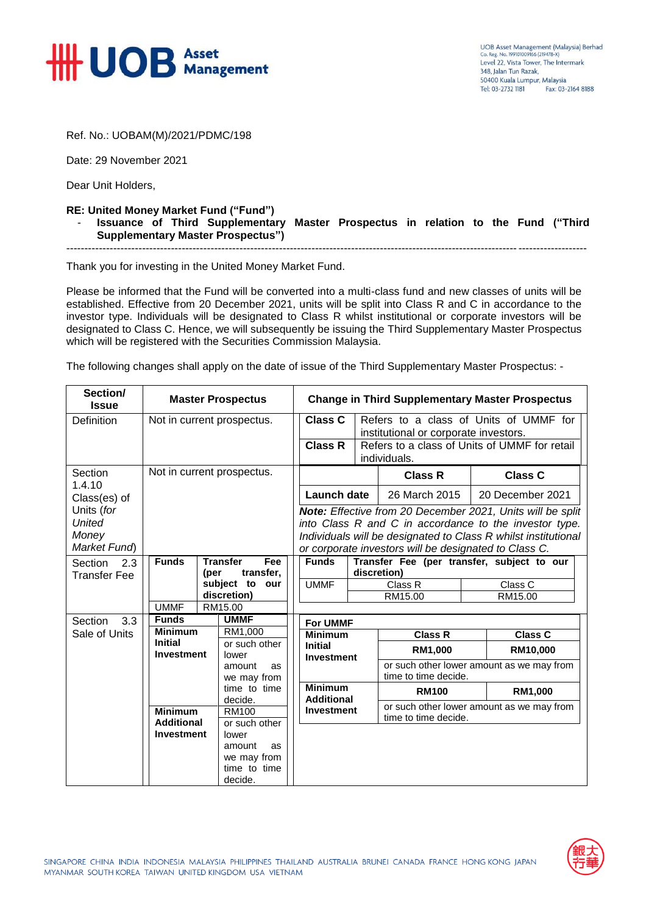UOB Asset Management

UOB Asset Management (Malaysia) Berhad
Co. Reg. No. 199101009166 (219478-X)
Level 22, Vista Tower, The Intermark
348, Jalan Tun Razak,
50400 Kuala Lumpur, Malaysia
Tel: 03-2732 1181 Fax: 03-2164 8188

Ref. No.: UOBAM(M)/2021/PDMC/198

Date: 29 November 2021

Dear Unit Holders,

**RE: United Money Market Fund ("Fund")**

- **Issuance of Third Supplementary Master Prospectus in relation to the Fund ("Third Supplementary Master Prospectus")**

---

Thank you for investing in the United Money Market Fund.

Please be informed that the Fund will be converted into a multi-class fund and new classes of units will be established. Effective from 20 December 2021, units will be split into Class R and C in accordance to the investor type. Individuals will be designated to Class R whilst institutional or corporate investors will be designated to Class C. Hence, we will subsequently be issuing the Third Supplementary Master Prospectus which will be registered with the Securities Commission Malaysia.

The following changes shall apply on the date of issue of the Third Supplementary Master Prospectus: -

| Section/ Issue | Master Prospectus | Change in Third Supplementary Master Prospectus |
|---|---|---|
| Definition | Not in current prospectus. | **Class C** – Refers to a class of Units of UMMF for institutional or corporate investors.<br>**Class R** – Refers to a class of Units of UMMF for retail individuals. |
| Section 1.4.10 Class(es) of Units (*for United Money Market Fund*) | Not in current prospectus. | **Launch date**: **Class R** – 26 March 2015; **Class C** – 20 December 2021<br>***Note:*** *Effective from 20 December 2021, Units will be split into Class R and C in accordance to the investor type. Individuals will be designated to Class R whilst institutional or corporate investors will be designated to Class C.* |
| Section 2.3 Transfer Fee | **Funds**: UMMF<br>**Transfer Fee (per transfer, subject to our discretion)**: RM15.00 | **Funds**: UMMF<br>**Transfer Fee (per transfer, subject to our discretion)**: Class R – RM15.00; Class C – RM15.00 |
| Section 3.3 Sale of Units | **Funds**: **UMMF**<br>**Minimum Initial Investment**: RM1,000 or such other lower amount as we may from time to time decide.<br>**Minimum Additional Investment**: RM100 or such other lower amount as we may from time to time decide. | **For UMMF**<br>**Minimum Initial Investment**: **Class R** – **RM1,000**; **Class C** – **RM10,000**; or such other lower amount as we may from time to time decide.<br>**Minimum Additional Investment**: **Class R** – **RM100**; **Class C** – **RM1,000**; or such other lower amount as we may from time to time decide. |

SINGAPORE CHINA INDIA INDONESIA MALAYSIA PHILIPPINES THAILAND AUSTRALIA BRUNEI CANADA FRANCE HONG KONG JAPAN MYANMAR SOUTH KOREA TAIWAN UNITED KINGDOM USA VIETNAM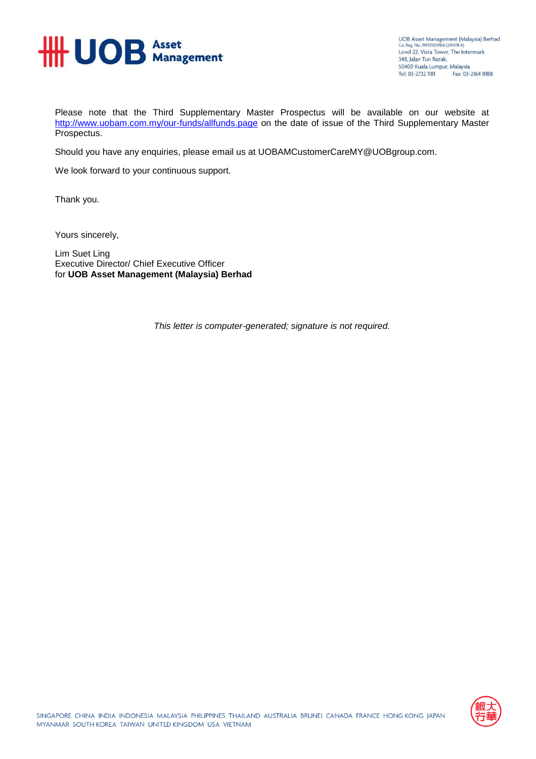Please note that the Third Supplementary Master Prospectus will be available on our website at http://www.uobam.com.my/our-funds/allfunds.page on the date of issue of the Third Supplementary Master Prospectus.

Should you have any enquiries, please email us at UOBAMCustomerCareMY@UOBgroup.com.

We look forward to your continuous support.

Thank you.

Yours sincerely,

Lim Suet Ling  
Executive Director/ Chief Executive Officer  
for **UOB Asset Management (Malaysia) Berhad**

*This letter is computer-generated; signature is not required.*